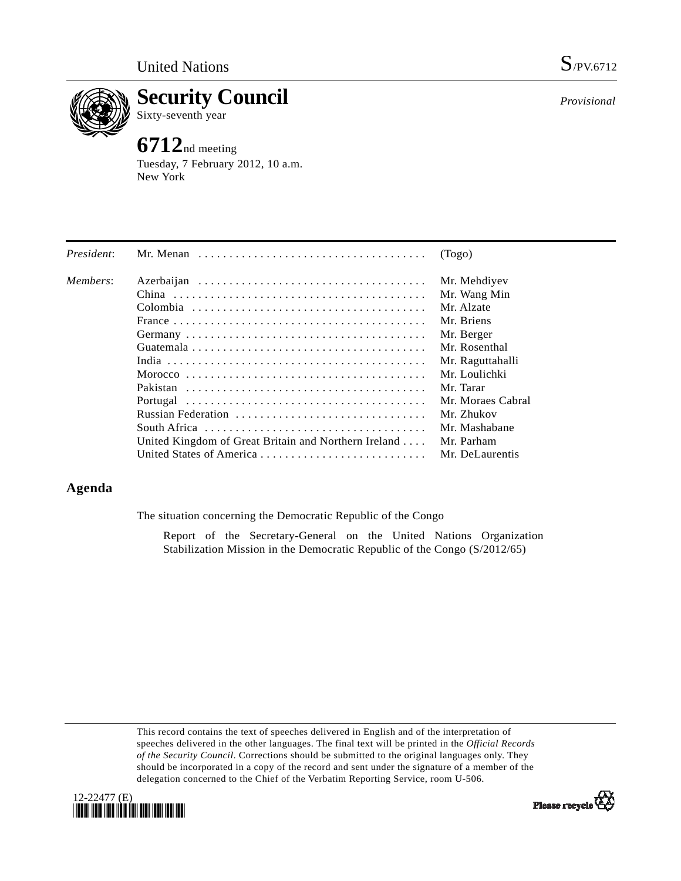United Nations S/PV.6712

# Security Council

Sixty-seventh year

*Provisional*

## 6712nd meeting

Tuesday, 7 February 2012, 10 a.m.
New York

| | | |
|---|---|---|
| *President*: | Mr. Menan | (Togo) |
| *Members*: | Azerbaijan | Mr. Mehdiyev |
| | China | Mr. Wang Min |
| | Colombia | Mr. Alzate |
| | France | Mr. Briens |
| | Germany | Mr. Berger |
| | Guatemala | Mr. Rosenthal |
| | India | Mr. Raguttahalli |
| | Morocco | Mr. Loulichki |
| | Pakistan | Mr. Tarar |
| | Portugal | Mr. Moraes Cabral |
| | Russian Federation | Mr. Zhukov |
| | South Africa | Mr. Mashabane |
| | United Kingdom of Great Britain and Northern Ireland | Mr. Parham |
| | United States of America | Mr. DeLaurentis |

## Agenda

The situation concerning the Democratic Republic of the Congo

Report of the Secretary-General on the United Nations Organization Stabilization Mission in the Democratic Republic of the Congo (S/2012/65)

This record contains the text of speeches delivered in English and of the interpretation of speeches delivered in the other languages. The final text will be printed in the *Official Records of the Security Council*. Corrections should be submitted to the original languages only. They should be incorporated in a copy of the record and sent under the signature of a member of the delegation concerned to the Chief of the Verbatim Reporting Service, room U-506.

12-22477 (E)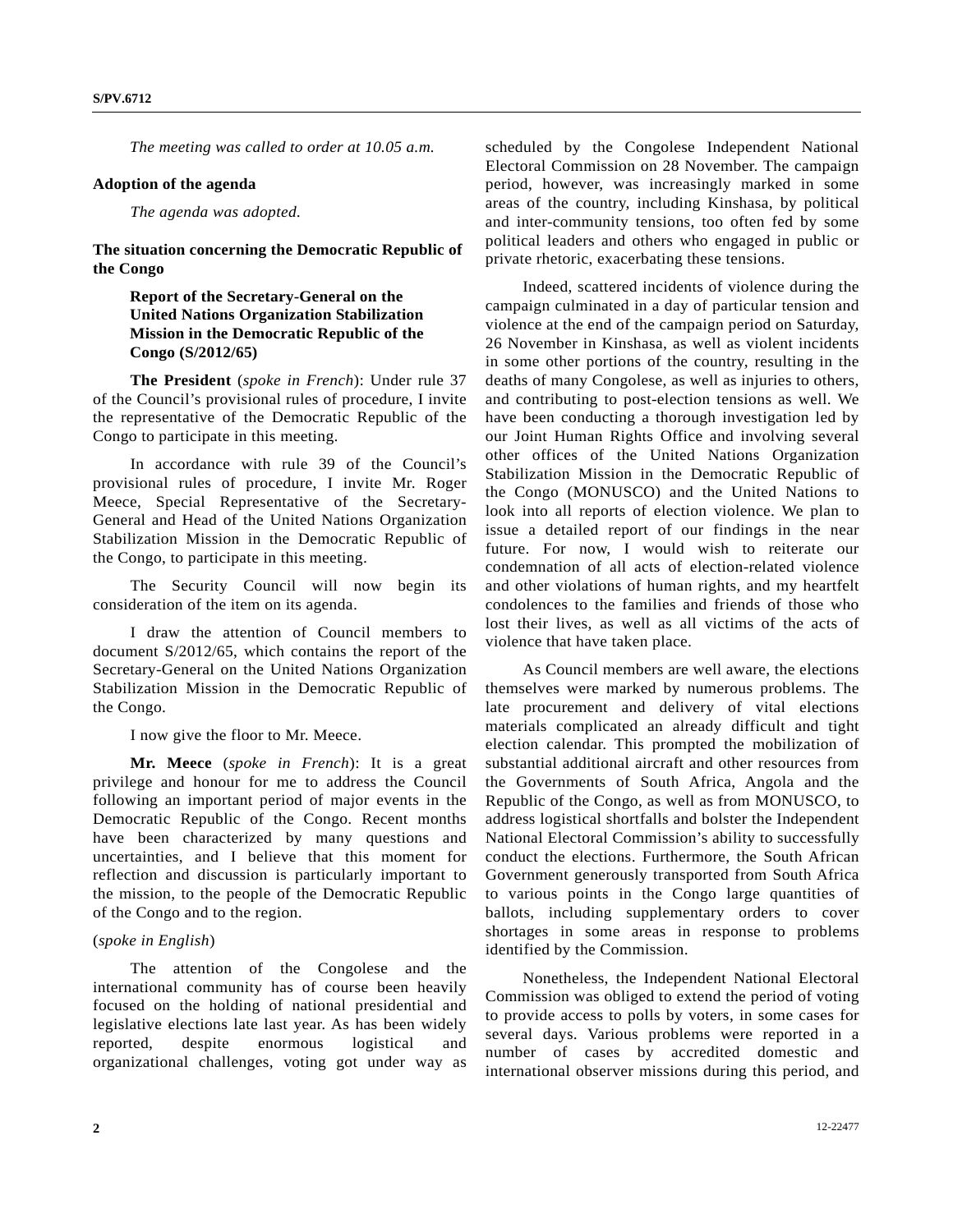*The meeting was called to order at 10.05 a.m.*

**Adoption of the agenda**

*The agenda was adopted.*

**The situation concerning the Democratic Republic of the Congo**

**Report of the Secretary-General on the United Nations Organization Stabilization Mission in the Democratic Republic of the Congo (S/2012/65)**

**The President** (*spoke in French*): Under rule 37 of the Council's provisional rules of procedure, I invite the representative of the Democratic Republic of the Congo to participate in this meeting.

In accordance with rule 39 of the Council's provisional rules of procedure, I invite Mr. Roger Meece, Special Representative of the Secretary-General and Head of the United Nations Organization Stabilization Mission in the Democratic Republic of the Congo, to participate in this meeting.

The Security Council will now begin its consideration of the item on its agenda.

I draw the attention of Council members to document S/2012/65, which contains the report of the Secretary-General on the United Nations Organization Stabilization Mission in the Democratic Republic of the Congo.

I now give the floor to Mr. Meece.

**Mr. Meece** (*spoke in French*): It is a great privilege and honour for me to address the Council following an important period of major events in the Democratic Republic of the Congo. Recent months have been characterized by many questions and uncertainties, and I believe that this moment for reflection and discussion is particularly important to the mission, to the people of the Democratic Republic of the Congo and to the region.

(*spoke in English*)

The attention of the Congolese and the international community has of course been heavily focused on the holding of national presidential and legislative elections late last year. As has been widely reported, despite enormous logistical and organizational challenges, voting got under way as scheduled by the Congolese Independent National Electoral Commission on 28 November. The campaign period, however, was increasingly marked in some areas of the country, including Kinshasa, by political and inter-community tensions, too often fed by some political leaders and others who engaged in public or private rhetoric, exacerbating these tensions.

Indeed, scattered incidents of violence during the campaign culminated in a day of particular tension and violence at the end of the campaign period on Saturday, 26 November in Kinshasa, as well as violent incidents in some other portions of the country, resulting in the deaths of many Congolese, as well as injuries to others, and contributing to post-election tensions as well. We have been conducting a thorough investigation led by our Joint Human Rights Office and involving several other offices of the United Nations Organization Stabilization Mission in the Democratic Republic of the Congo (MONUSCO) and the United Nations to look into all reports of election violence. We plan to issue a detailed report of our findings in the near future. For now, I would wish to reiterate our condemnation of all acts of election-related violence and other violations of human rights, and my heartfelt condolences to the families and friends of those who lost their lives, as well as all victims of the acts of violence that have taken place.

As Council members are well aware, the elections themselves were marked by numerous problems. The late procurement and delivery of vital elections materials complicated an already difficult and tight election calendar. This prompted the mobilization of substantial additional aircraft and other resources from the Governments of South Africa, Angola and the Republic of the Congo, as well as from MONUSCO, to address logistical shortfalls and bolster the Independent National Electoral Commission's ability to successfully conduct the elections. Furthermore, the South African Government generously transported from South Africa to various points in the Congo large quantities of ballots, including supplementary orders to cover shortages in some areas in response to problems identified by the Commission.

Nonetheless, the Independent National Electoral Commission was obliged to extend the period of voting to provide access to polls by voters, in some cases for several days. Various problems were reported in a number of cases by accredited domestic and international observer missions during this period, and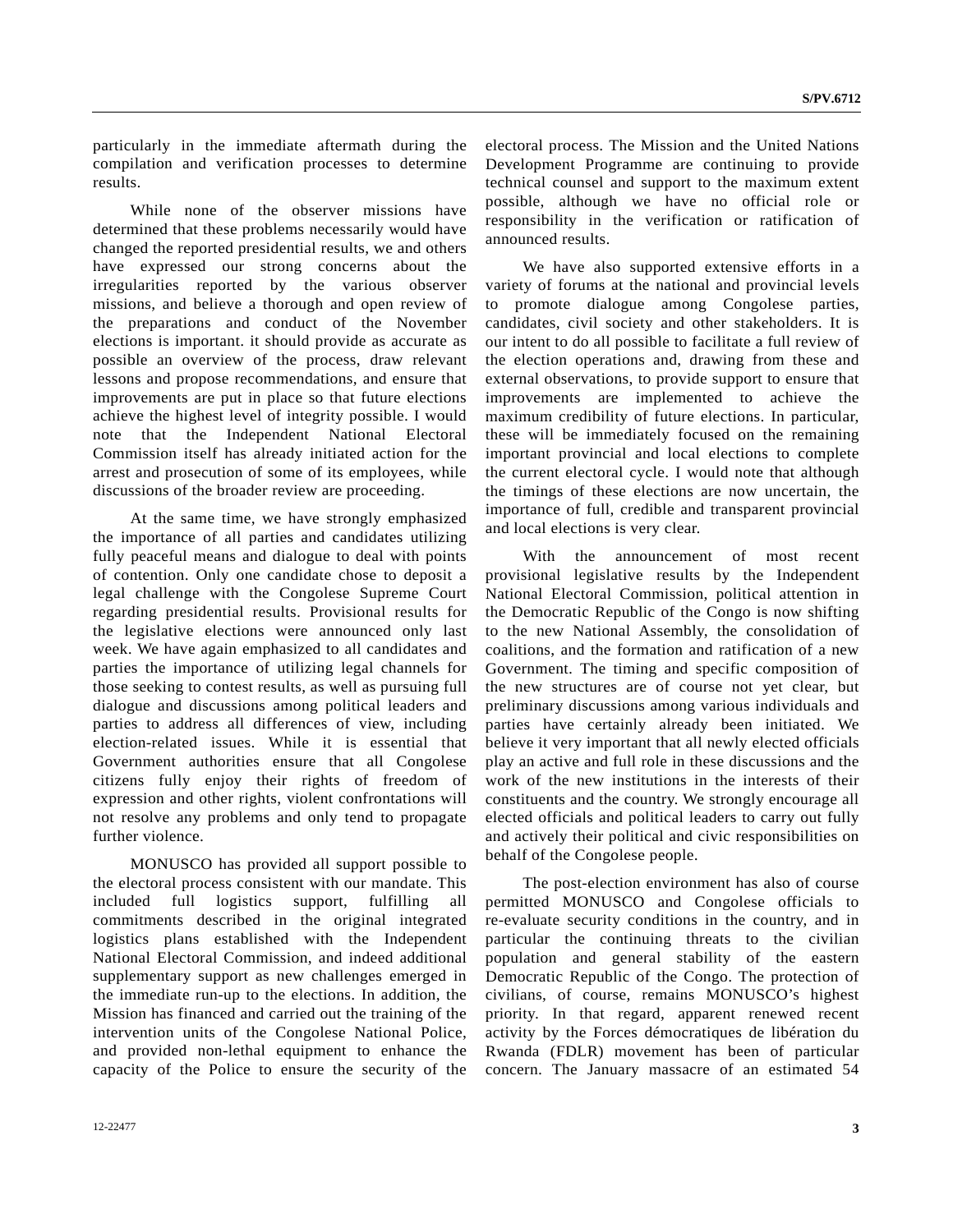particularly in the immediate aftermath during the compilation and verification processes to determine results.

While none of the observer missions have determined that these problems necessarily would have changed the reported presidential results, we and others have expressed our strong concerns about the irregularities reported by the various observer missions, and believe a thorough and open review of the preparations and conduct of the November elections is important. it should provide as accurate as possible an overview of the process, draw relevant lessons and propose recommendations, and ensure that improvements are put in place so that future elections achieve the highest level of integrity possible. I would note that the Independent National Electoral Commission itself has already initiated action for the arrest and prosecution of some of its employees, while discussions of the broader review are proceeding.

At the same time, we have strongly emphasized the importance of all parties and candidates utilizing fully peaceful means and dialogue to deal with points of contention. Only one candidate chose to deposit a legal challenge with the Congolese Supreme Court regarding presidential results. Provisional results for the legislative elections were announced only last week. We have again emphasized to all candidates and parties the importance of utilizing legal channels for those seeking to contest results, as well as pursuing full dialogue and discussions among political leaders and parties to address all differences of view, including election-related issues. While it is essential that Government authorities ensure that all Congolese citizens fully enjoy their rights of freedom of expression and other rights, violent confrontations will not resolve any problems and only tend to propagate further violence.

MONUSCO has provided all support possible to the electoral process consistent with our mandate. This included full logistics support, fulfilling all commitments described in the original integrated logistics plans established with the Independent National Electoral Commission, and indeed additional supplementary support as new challenges emerged in the immediate run-up to the elections. In addition, the Mission has financed and carried out the training of the intervention units of the Congolese National Police, and provided non-lethal equipment to enhance the capacity of the Police to ensure the security of the electoral process. The Mission and the United Nations Development Programme are continuing to provide technical counsel and support to the maximum extent possible, although we have no official role or responsibility in the verification or ratification of announced results.

We have also supported extensive efforts in a variety of forums at the national and provincial levels to promote dialogue among Congolese parties, candidates, civil society and other stakeholders. It is our intent to do all possible to facilitate a full review of the election operations and, drawing from these and external observations, to provide support to ensure that improvements are implemented to achieve the maximum credibility of future elections. In particular, these will be immediately focused on the remaining important provincial and local elections to complete the current electoral cycle. I would note that although the timings of these elections are now uncertain, the importance of full, credible and transparent provincial and local elections is very clear.

With the announcement of most recent provisional legislative results by the Independent National Electoral Commission, political attention in the Democratic Republic of the Congo is now shifting to the new National Assembly, the consolidation of coalitions, and the formation and ratification of a new Government. The timing and specific composition of the new structures are of course not yet clear, but preliminary discussions among various individuals and parties have certainly already been initiated. We believe it very important that all newly elected officials play an active and full role in these discussions and the work of the new institutions in the interests of their constituents and the country. We strongly encourage all elected officials and political leaders to carry out fully and actively their political and civic responsibilities on behalf of the Congolese people.

The post-election environment has also of course permitted MONUSCO and Congolese officials to re-evaluate security conditions in the country, and in particular the continuing threats to the civilian population and general stability of the eastern Democratic Republic of the Congo. The protection of civilians, of course, remains MONUSCO's highest priority. In that regard, apparent renewed recent activity by the Forces démocratiques de libération du Rwanda (FDLR) movement has been of particular concern. The January massacre of an estimated 54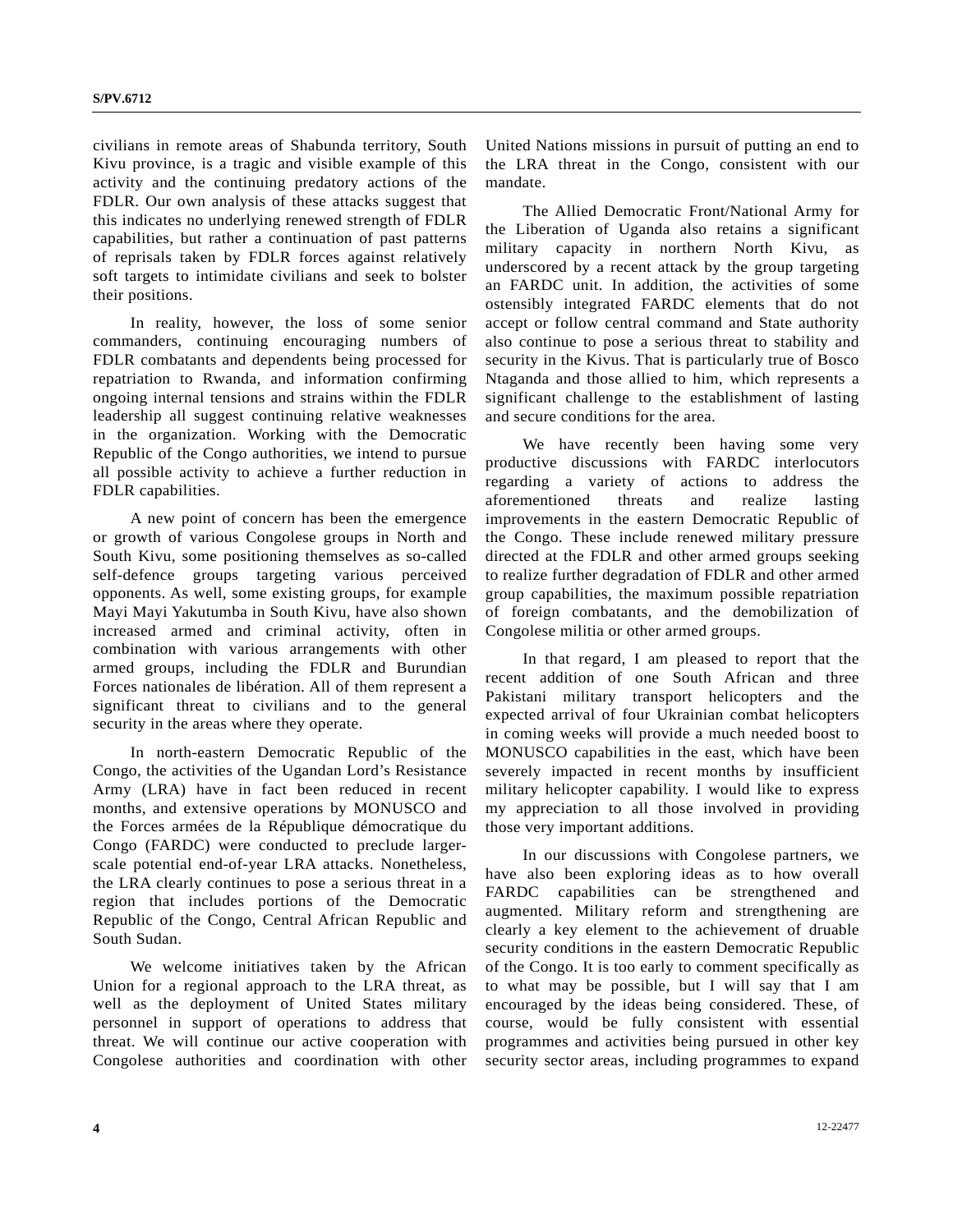civilians in remote areas of Shabunda territory, South Kivu province, is a tragic and visible example of this activity and the continuing predatory actions of the FDLR. Our own analysis of these attacks suggest that this indicates no underlying renewed strength of FDLR capabilities, but rather a continuation of past patterns of reprisals taken by FDLR forces against relatively soft targets to intimidate civilians and seek to bolster their positions.

In reality, however, the loss of some senior commanders, continuing encouraging numbers of FDLR combatants and dependents being processed for repatriation to Rwanda, and information confirming ongoing internal tensions and strains within the FDLR leadership all suggest continuing relative weaknesses in the organization. Working with the Democratic Republic of the Congo authorities, we intend to pursue all possible activity to achieve a further reduction in FDLR capabilities.

A new point of concern has been the emergence or growth of various Congolese groups in North and South Kivu, some positioning themselves as so-called self-defence groups targeting various perceived opponents. As well, some existing groups, for example Mayi Mayi Yakutumba in South Kivu, have also shown increased armed and criminal activity, often in combination with various arrangements with other armed groups, including the FDLR and Burundian Forces nationales de libération. All of them represent a significant threat to civilians and to the general security in the areas where they operate.

In north-eastern Democratic Republic of the Congo, the activities of the Ugandan Lord's Resistance Army (LRA) have in fact been reduced in recent months, and extensive operations by MONUSCO and the Forces armées de la République démocratique du Congo (FARDC) were conducted to preclude larger-scale potential end-of-year LRA attacks. Nonetheless, the LRA clearly continues to pose a serious threat in a region that includes portions of the Democratic Republic of the Congo, Central African Republic and South Sudan.

We welcome initiatives taken by the African Union for a regional approach to the LRA threat, as well as the deployment of United States military personnel in support of operations to address that threat. We will continue our active cooperation with Congolese authorities and coordination with other United Nations missions in pursuit of putting an end to the LRA threat in the Congo, consistent with our mandate.

The Allied Democratic Front/National Army for the Liberation of Uganda also retains a significant military capacity in northern North Kivu, as underscored by a recent attack by the group targeting an FARDC unit. In addition, the activities of some ostensibly integrated FARDC elements that do not accept or follow central command and State authority also continue to pose a serious threat to stability and security in the Kivus. That is particularly true of Bosco Ntaganda and those allied to him, which represents a significant challenge to the establishment of lasting and secure conditions for the area.

We have recently been having some very productive discussions with FARDC interlocutors regarding a variety of actions to address the aforementioned threats and realize lasting improvements in the eastern Democratic Republic of the Congo. These include renewed military pressure directed at the FDLR and other armed groups seeking to realize further degradation of FDLR and other armed group capabilities, the maximum possible repatriation of foreign combatants, and the demobilization of Congolese militia or other armed groups.

In that regard, I am pleased to report that the recent addition of one South African and three Pakistani military transport helicopters and the expected arrival of four Ukrainian combat helicopters in coming weeks will provide a much needed boost to MONUSCO capabilities in the east, which have been severely impacted in recent months by insufficient military helicopter capability. I would like to express my appreciation to all those involved in providing those very important additions.

In our discussions with Congolese partners, we have also been exploring ideas as to how overall FARDC capabilities can be strengthened and augmented. Military reform and strengthening are clearly a key element to the achievement of druable security conditions in the eastern Democratic Republic of the Congo. It is too early to comment specifically as to what may be possible, but I will say that I am encouraged by the ideas being considered. These, of course, would be fully consistent with essential programmes and activities being pursued in other key security sector areas, including programmes to expand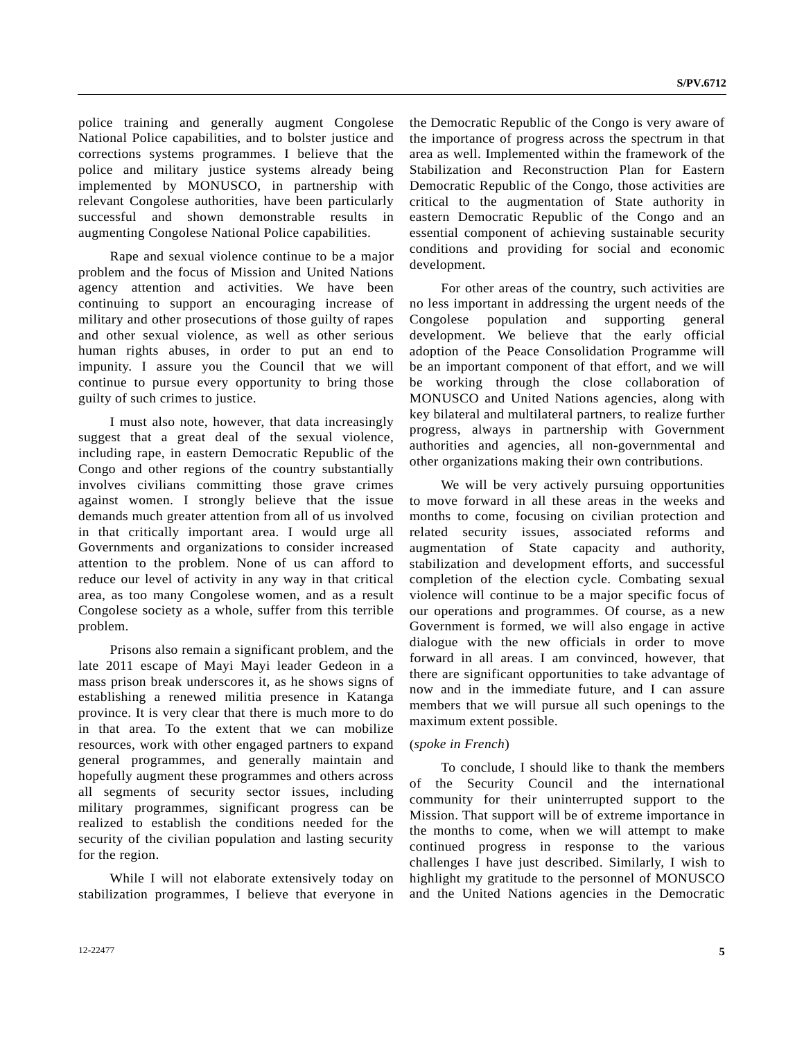police training and generally augment Congolese National Police capabilities, and to bolster justice and corrections systems programmes. I believe that the police and military justice systems already being implemented by MONUSCO, in partnership with relevant Congolese authorities, have been particularly successful and shown demonstrable results in augmenting Congolese National Police capabilities.

Rape and sexual violence continue to be a major problem and the focus of Mission and United Nations agency attention and activities. We have been continuing to support an encouraging increase of military and other prosecutions of those guilty of rapes and other sexual violence, as well as other serious human rights abuses, in order to put an end to impunity. I assure you the Council that we will continue to pursue every opportunity to bring those guilty of such crimes to justice.

I must also note, however, that data increasingly suggest that a great deal of the sexual violence, including rape, in eastern Democratic Republic of the Congo and other regions of the country substantially involves civilians committing those grave crimes against women. I strongly believe that the issue demands much greater attention from all of us involved in that critically important area. I would urge all Governments and organizations to consider increased attention to the problem. None of us can afford to reduce our level of activity in any way in that critical area, as too many Congolese women, and as a result Congolese society as a whole, suffer from this terrible problem.

Prisons also remain a significant problem, and the late 2011 escape of Mayi Mayi leader Gedeon in a mass prison break underscores it, as he shows signs of establishing a renewed militia presence in Katanga province. It is very clear that there is much more to do in that area. To the extent that we can mobilize resources, work with other engaged partners to expand general programmes, and generally maintain and hopefully augment these programmes and others across all segments of security sector issues, including military programmes, significant progress can be realized to establish the conditions needed for the security of the civilian population and lasting security for the region.

While I will not elaborate extensively today on stabilization programmes, I believe that everyone in the Democratic Republic of the Congo is very aware of the importance of progress across the spectrum in that area as well. Implemented within the framework of the Stabilization and Reconstruction Plan for Eastern Democratic Republic of the Congo, those activities are critical to the augmentation of State authority in eastern Democratic Republic of the Congo and an essential component of achieving sustainable security conditions and providing for social and economic development.

For other areas of the country, such activities are no less important in addressing the urgent needs of the Congolese population and supporting general development. We believe that the early official adoption of the Peace Consolidation Programme will be an important component of that effort, and we will be working through the close collaboration of MONUSCO and United Nations agencies, along with key bilateral and multilateral partners, to realize further progress, always in partnership with Government authorities and agencies, all non-governmental and other organizations making their own contributions.

We will be very actively pursuing opportunities to move forward in all these areas in the weeks and months to come, focusing on civilian protection and related security issues, associated reforms and augmentation of State capacity and authority, stabilization and development efforts, and successful completion of the election cycle. Combating sexual violence will continue to be a major specific focus of our operations and programmes. Of course, as a new Government is formed, we will also engage in active dialogue with the new officials in order to move forward in all areas. I am convinced, however, that there are significant opportunities to take advantage of now and in the immediate future, and I can assure members that we will pursue all such openings to the maximum extent possible.

(*spoke in French*)

To conclude, I should like to thank the members of the Security Council and the international community for their uninterrupted support to the Mission. That support will be of extreme importance in the months to come, when we will attempt to make continued progress in response to the various challenges I have just described. Similarly, I wish to highlight my gratitude to the personnel of MONUSCO and the United Nations agencies in the Democratic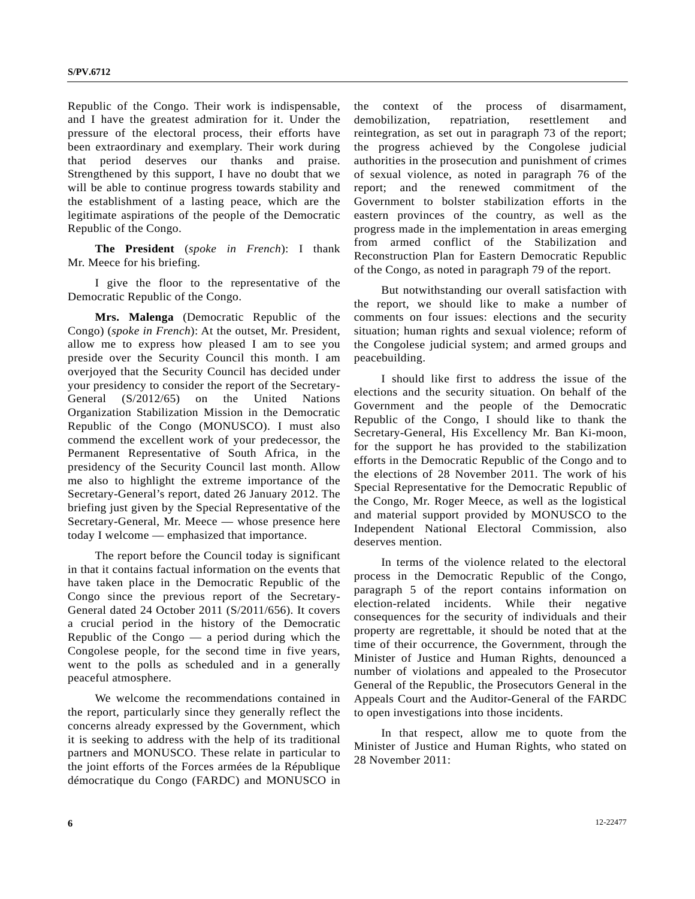Republic of the Congo. Their work is indispensable, and I have the greatest admiration for it. Under the pressure of the electoral process, their efforts have been extraordinary and exemplary. Their work during that period deserves our thanks and praise. Strengthened by this support, I have no doubt that we will be able to continue progress towards stability and the establishment of a lasting peace, which are the legitimate aspirations of the people of the Democratic Republic of the Congo.

**The President** (*spoke in French*): I thank Mr. Meece for his briefing.

I give the floor to the representative of the Democratic Republic of the Congo.

**Mrs. Malenga** (Democratic Republic of the Congo) (*spoke in French*): At the outset, Mr. President, allow me to express how pleased I am to see you preside over the Security Council this month. I am overjoyed that the Security Council has decided under your presidency to consider the report of the Secretary-General (S/2012/65) on the United Nations Organization Stabilization Mission in the Democratic Republic of the Congo (MONUSCO). I must also commend the excellent work of your predecessor, the Permanent Representative of South Africa, in the presidency of the Security Council last month. Allow me also to highlight the extreme importance of the Secretary-General's report, dated 26 January 2012. The briefing just given by the Special Representative of the Secretary-General, Mr. Meece — whose presence here today I welcome — emphasized that importance.

The report before the Council today is significant in that it contains factual information on the events that have taken place in the Democratic Republic of the Congo since the previous report of the Secretary-General dated 24 October 2011 (S/2011/656). It covers a crucial period in the history of the Democratic Republic of the Congo — a period during which the Congolese people, for the second time in five years, went to the polls as scheduled and in a generally peaceful atmosphere.

We welcome the recommendations contained in the report, particularly since they generally reflect the concerns already expressed by the Government, which it is seeking to address with the help of its traditional partners and MONUSCO. These relate in particular to the joint efforts of the Forces armées de la République démocratique du Congo (FARDC) and MONUSCO in the context of the process of disarmament, demobilization, repatriation, resettlement and reintegration, as set out in paragraph 73 of the report; the progress achieved by the Congolese judicial authorities in the prosecution and punishment of crimes of sexual violence, as noted in paragraph 76 of the report; and the renewed commitment of the Government to bolster stabilization efforts in the eastern provinces of the country, as well as the progress made in the implementation in areas emerging from armed conflict of the Stabilization and Reconstruction Plan for Eastern Democratic Republic of the Congo, as noted in paragraph 79 of the report.

But notwithstanding our overall satisfaction with the report, we should like to make a number of comments on four issues: elections and the security situation; human rights and sexual violence; reform of the Congolese judicial system; and armed groups and peacebuilding.

I should like first to address the issue of the elections and the security situation. On behalf of the Government and the people of the Democratic Republic of the Congo, I should like to thank the Secretary-General, His Excellency Mr. Ban Ki-moon, for the support he has provided to the stabilization efforts in the Democratic Republic of the Congo and to the elections of 28 November 2011. The work of his Special Representative for the Democratic Republic of the Congo, Mr. Roger Meece, and the logistical and material support provided by MONUSCO to the Independent National Electoral Commission, also deserves mention.

In terms of the violence related to the electoral process in the Democratic Republic of the Congo, paragraph 5 of the report contains information on election-related incidents. While their negative consequences for the security of individuals and their property are regrettable, it should be noted that at the time of their occurrence, the Government, through the Minister of Justice and Human Rights, denounced a number of violations and appealed to the Prosecutor General of the Republic, the Prosecutors General in the Appeals Court and the Auditor-General of the FARDC to open investigations into those incidents.

In that respect, allow me to quote from the Minister of Justice and Human Rights, who stated on 28 November 2011: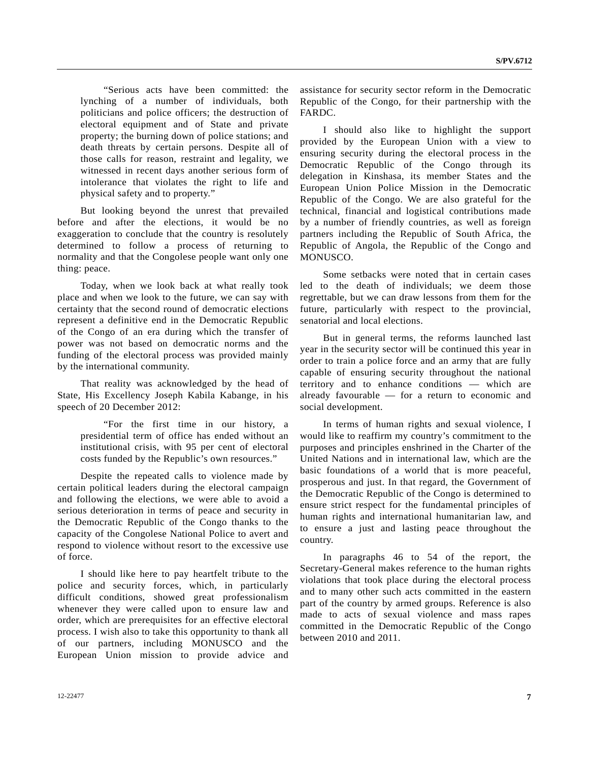> "Serious acts have been committed: the lynching of a number of individuals, both politicians and police officers; the destruction of electoral equipment and of State and private property; the burning down of police stations; and death threats by certain persons. Despite all of those calls for reason, restraint and legality, we witnessed in recent days another serious form of intolerance that violates the right to life and physical safety and to property."

But looking beyond the unrest that prevailed before and after the elections, it would be no exaggeration to conclude that the country is resolutely determined to follow a process of returning to normality and that the Congolese people want only one thing: peace.

Today, when we look back at what really took place and when we look to the future, we can say with certainty that the second round of democratic elections represent a definitive end in the Democratic Republic of the Congo of an era during which the transfer of power was not based on democratic norms and the funding of the electoral process was provided mainly by the international community.

That reality was acknowledged by the head of State, His Excellency Joseph Kabila Kabange, in his speech of 20 December 2012:

> "For the first time in our history, a presidential term of office has ended without an institutional crisis, with 95 per cent of electoral costs funded by the Republic's own resources."

Despite the repeated calls to violence made by certain political leaders during the electoral campaign and following the elections, we were able to avoid a serious deterioration in terms of peace and security in the Democratic Republic of the Congo thanks to the capacity of the Congolese National Police to avert and respond to violence without resort to the excessive use of force.

I should like here to pay heartfelt tribute to the police and security forces, which, in particularly difficult conditions, showed great professionalism whenever they were called upon to ensure law and order, which are prerequisites for an effective electoral process. I wish also to take this opportunity to thank all of our partners, including MONUSCO and the European Union mission to provide advice and assistance for security sector reform in the Democratic Republic of the Congo, for their partnership with the FARDC.

I should also like to highlight the support provided by the European Union with a view to ensuring security during the electoral process in the Democratic Republic of the Congo through its delegation in Kinshasa, its member States and the European Union Police Mission in the Democratic Republic of the Congo. We are also grateful for the technical, financial and logistical contributions made by a number of friendly countries, as well as foreign partners including the Republic of South Africa, the Republic of Angola, the Republic of the Congo and MONUSCO.

Some setbacks were noted that in certain cases led to the death of individuals; we deem those regrettable, but we can draw lessons from them for the future, particularly with respect to the provincial, senatorial and local elections.

But in general terms, the reforms launched last year in the security sector will be continued this year in order to train a police force and an army that are fully capable of ensuring security throughout the national territory and to enhance conditions — which are already favourable — for a return to economic and social development.

In terms of human rights and sexual violence, I would like to reaffirm my country's commitment to the purposes and principles enshrined in the Charter of the United Nations and in international law, which are the basic foundations of a world that is more peaceful, prosperous and just. In that regard, the Government of the Democratic Republic of the Congo is determined to ensure strict respect for the fundamental principles of human rights and international humanitarian law, and to ensure a just and lasting peace throughout the country.

In paragraphs 46 to 54 of the report, the Secretary-General makes reference to the human rights violations that took place during the electoral process and to many other such acts committed in the eastern part of the country by armed groups. Reference is also made to acts of sexual violence and mass rapes committed in the Democratic Republic of the Congo between 2010 and 2011.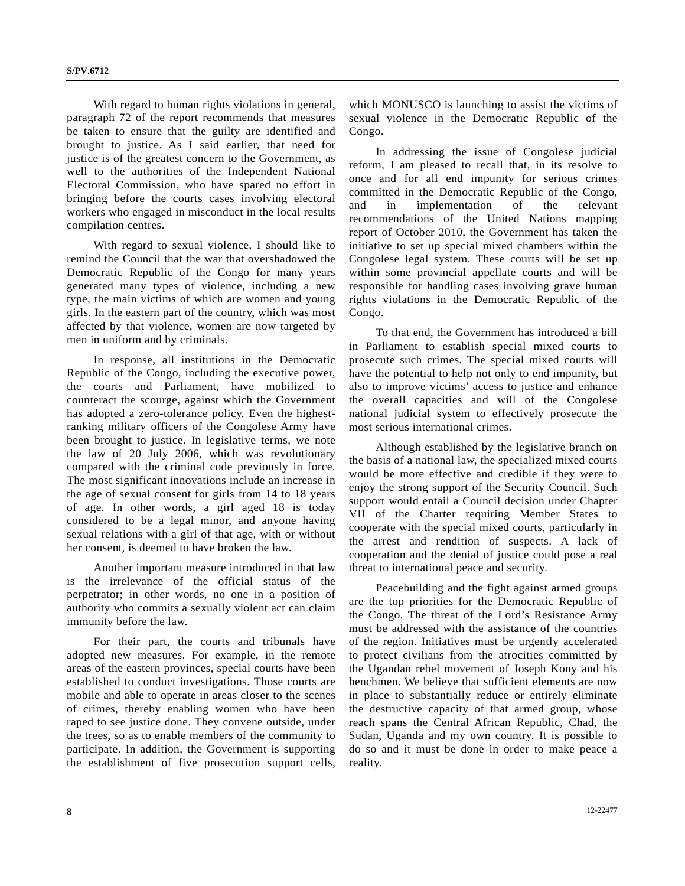With regard to human rights violations in general, paragraph 72 of the report recommends that measures be taken to ensure that the guilty are identified and brought to justice. As I said earlier, that need for justice is of the greatest concern to the Government, as well to the authorities of the Independent National Electoral Commission, who have spared no effort in bringing before the courts cases involving electoral workers who engaged in misconduct in the local results compilation centres.

With regard to sexual violence, I should like to remind the Council that the war that overshadowed the Democratic Republic of the Congo for many years generated many types of violence, including a new type, the main victims of which are women and young girls. In the eastern part of the country, which was most affected by that violence, women are now targeted by men in uniform and by criminals.

In response, all institutions in the Democratic Republic of the Congo, including the executive power, the courts and Parliament, have mobilized to counteract the scourge, against which the Government has adopted a zero-tolerance policy. Even the highest-ranking military officers of the Congolese Army have been brought to justice. In legislative terms, we note the law of 20 July 2006, which was revolutionary compared with the criminal code previously in force. The most significant innovations include an increase in the age of sexual consent for girls from 14 to 18 years of age. In other words, a girl aged 18 is today considered to be a legal minor, and anyone having sexual relations with a girl of that age, with or without her consent, is deemed to have broken the law.

Another important measure introduced in that law is the irrelevance of the official status of the perpetrator; in other words, no one in a position of authority who commits a sexually violent act can claim immunity before the law.

For their part, the courts and tribunals have adopted new measures. For example, in the remote areas of the eastern provinces, special courts have been established to conduct investigations. Those courts are mobile and able to operate in areas closer to the scenes of crimes, thereby enabling women who have been raped to see justice done. They convene outside, under the trees, so as to enable members of the community to participate. In addition, the Government is supporting the establishment of five prosecution support cells, which MONUSCO is launching to assist the victims of sexual violence in the Democratic Republic of the Congo.

In addressing the issue of Congolese judicial reform, I am pleased to recall that, in its resolve to once and for all end impunity for serious crimes committed in the Democratic Republic of the Congo, and in implementation of the relevant recommendations of the United Nations mapping report of October 2010, the Government has taken the initiative to set up special mixed chambers within the Congolese legal system. These courts will be set up within some provincial appellate courts and will be responsible for handling cases involving grave human rights violations in the Democratic Republic of the Congo.

To that end, the Government has introduced a bill in Parliament to establish special mixed courts to prosecute such crimes. The special mixed courts will have the potential to help not only to end impunity, but also to improve victims' access to justice and enhance the overall capacities and will of the Congolese national judicial system to effectively prosecute the most serious international crimes.

Although established by the legislative branch on the basis of a national law, the specialized mixed courts would be more effective and credible if they were to enjoy the strong support of the Security Council. Such support would entail a Council decision under Chapter VII of the Charter requiring Member States to cooperate with the special mixed courts, particularly in the arrest and rendition of suspects. A lack of cooperation and the denial of justice could pose a real threat to international peace and security.

Peacebuilding and the fight against armed groups are the top priorities for the Democratic Republic of the Congo. The threat of the Lord's Resistance Army must be addressed with the assistance of the countries of the region. Initiatives must be urgently accelerated to protect civilians from the atrocities committed by the Ugandan rebel movement of Joseph Kony and his henchmen. We believe that sufficient elements are now in place to substantially reduce or entirely eliminate the destructive capacity of that armed group, whose reach spans the Central African Republic, Chad, the Sudan, Uganda and my own country. It is possible to do so and it must be done in order to make peace a reality.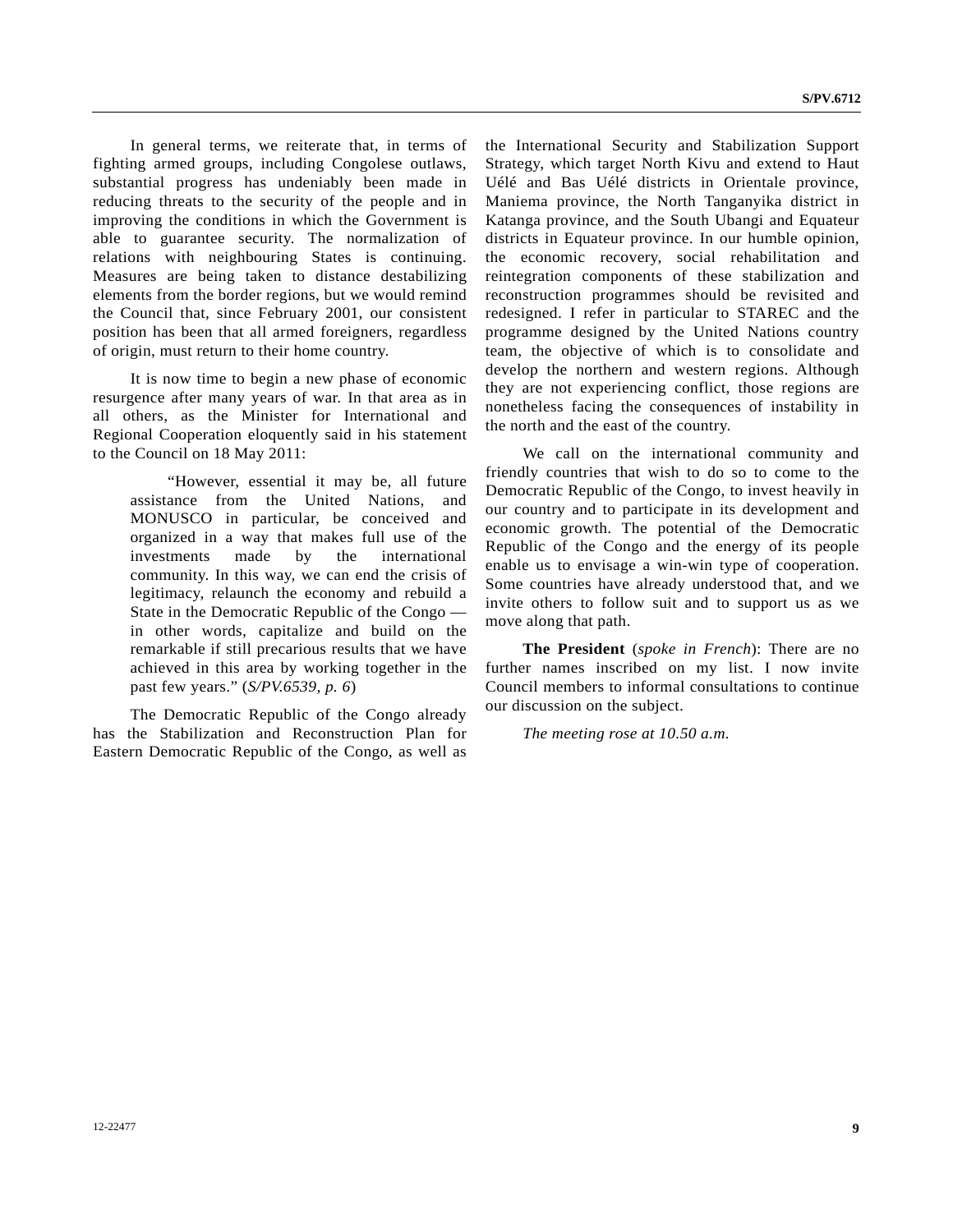In general terms, we reiterate that, in terms of fighting armed groups, including Congolese outlaws, substantial progress has undeniably been made in reducing threats to the security of the people and in improving the conditions in which the Government is able to guarantee security. The normalization of relations with neighbouring States is continuing. Measures are being taken to distance destabilizing elements from the border regions, but we would remind the Council that, since February 2001, our consistent position has been that all armed foreigners, regardless of origin, must return to their home country.

It is now time to begin a new phase of economic resurgence after many years of war. In that area as in all others, as the Minister for International and Regional Cooperation eloquently said in his statement to the Council on 18 May 2011:

> "However, essential it may be, all future assistance from the United Nations, and MONUSCO in particular, be conceived and organized in a way that makes full use of the investments made by the international community. In this way, we can end the crisis of legitimacy, relaunch the economy and rebuild a State in the Democratic Republic of the Congo — in other words, capitalize and build on the remarkable if still precarious results that we have achieved in this area by working together in the past few years." (*S/PV.6539, p. 6*)

The Democratic Republic of the Congo already has the Stabilization and Reconstruction Plan for Eastern Democratic Republic of the Congo, as well as the International Security and Stabilization Support Strategy, which target North Kivu and extend to Haut Uélé and Bas Uélé districts in Orientale province, Maniema province, the North Tanganyika district in Katanga province, and the South Ubangi and Equateur districts in Equateur province. In our humble opinion, the economic recovery, social rehabilitation and reintegration components of these stabilization and reconstruction programmes should be revisited and redesigned. I refer in particular to STAREC and the programme designed by the United Nations country team, the objective of which is to consolidate and develop the northern and western regions. Although they are not experiencing conflict, those regions are nonetheless facing the consequences of instability in the north and the east of the country.

We call on the international community and friendly countries that wish to do so to come to the Democratic Republic of the Congo, to invest heavily in our country and to participate in its development and economic growth. The potential of the Democratic Republic of the Congo and the energy of its people enable us to envisage a win-win type of cooperation. Some countries have already understood that, and we invite others to follow suit and to support us as we move along that path.

**The President** (*spoke in French*): There are no further names inscribed on my list. I now invite Council members to informal consultations to continue our discussion on the subject.

*The meeting rose at 10.50 a.m.*